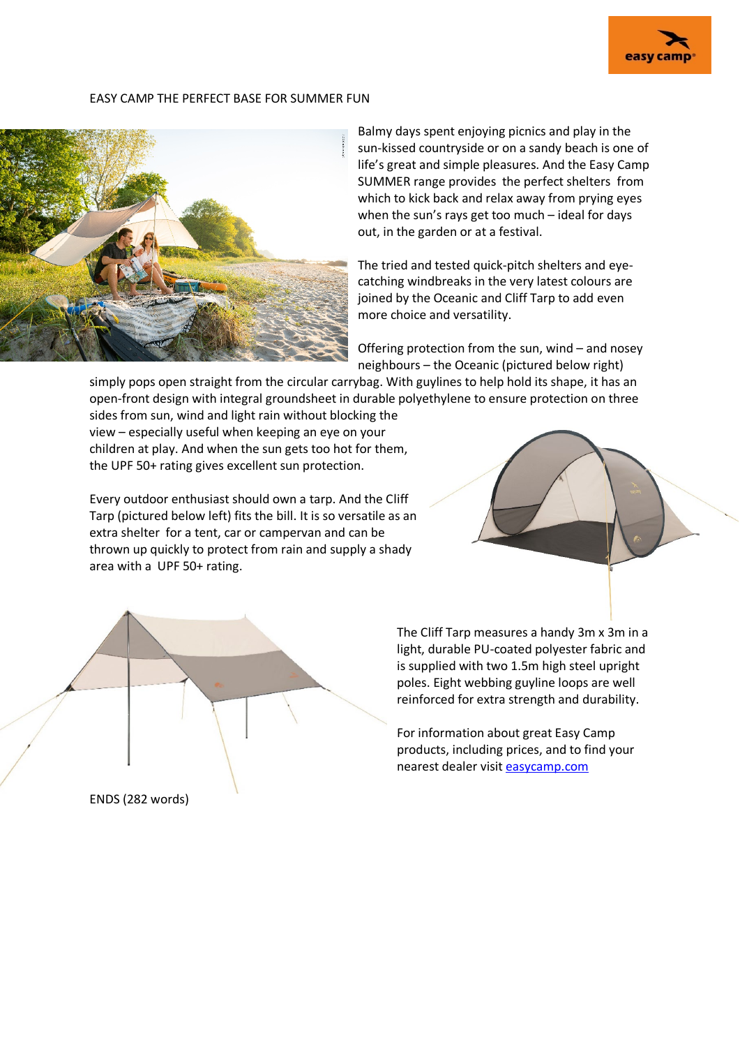# EASY CAMP THE PERFECT BASE FOR SUMMER FUN

Balmy days spent enjoying picnics and play in the sun-kissed countryside or on a sandy beach is one of life's great and simple pleasures. And the Easy Camp SUMMER range provides the perfect shelters from which to kick back and relax away from prying eyes when the sun's rays get too much – ideal for days out, in the garden or at a festival.

The tried and tested quick-pitch shelters and eye-catching windbreaks in the very latest colours are joined by the Oceanic and Cliff Tarp to add even more choice and versatility.

Offering protection from the sun, wind – and nosey neighbours – the Oceanic (pictured below right) simply pops open straight from the circular carrybag. With guylines to help hold its shape, it has an open-front design with integral groundsheet in durable polyethylene to ensure protection on three sides from sun, wind and light rain without blocking the view – especially useful when keeping an eye on your children at play. And when the sun gets too hot for them, the UPF 50+ rating gives excellent sun protection.

Every outdoor enthusiast should own a tarp. And the Cliff Tarp (pictured below left) fits the bill. It is so versatile as an extra shelter for a tent, car or campervan and can be thrown up quickly to protect from rain and supply a shady area with a UPF 50+ rating.

The Cliff Tarp measures a handy 3m x 3m in a light, durable PU-coated polyester fabric and is supplied with two 1.5m high steel upright poles. Eight webbing guyline loops are well reinforced for extra strength and durability.

For information about great Easy Camp products, including prices, and to find your nearest dealer visit [easycamp.com](easycamp.com)

ENDS (282 words)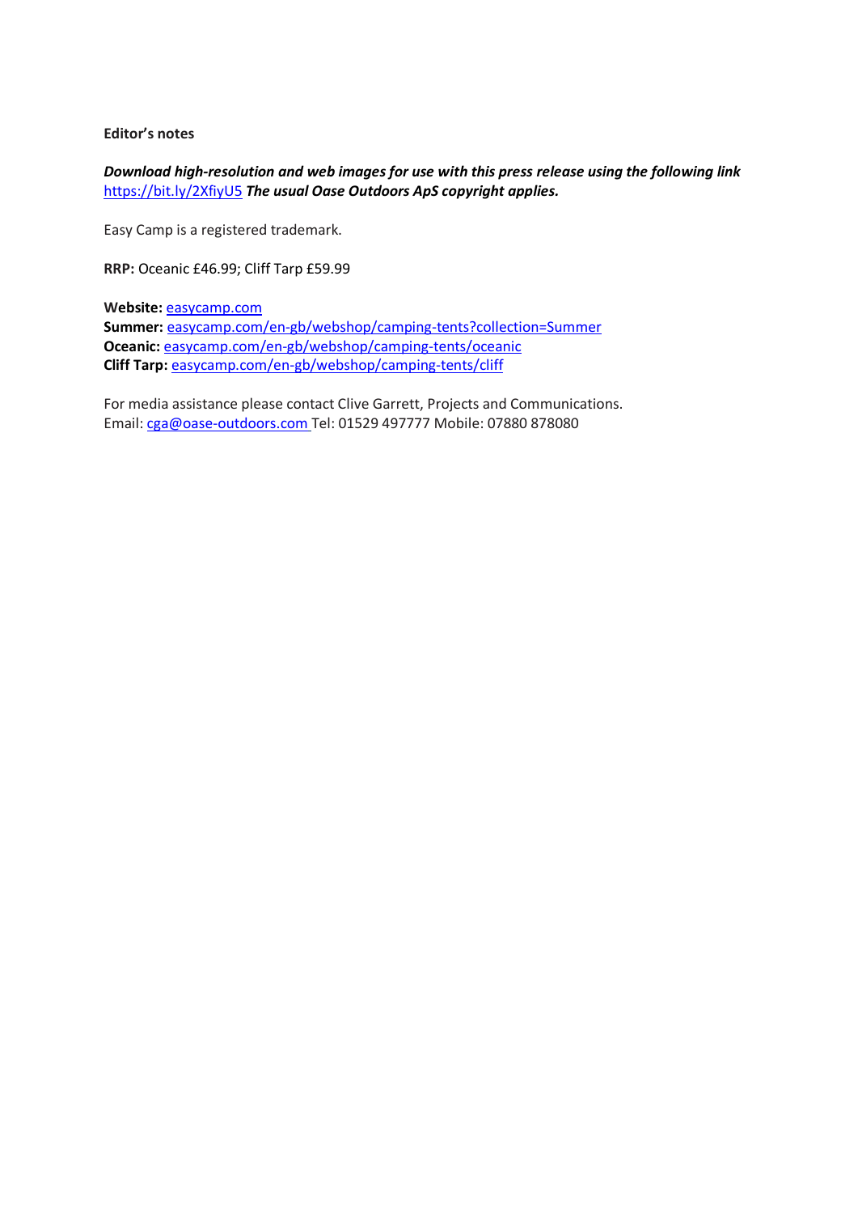**Editor's notes**

***Download high-resolution and web images for use with this press release using the following link*** https://bit.ly/2XfiyU5 ***The usual Oase Outdoors ApS copyright applies.***

Easy Camp is a registered trademark.

**RRP:** Oceanic £46.99; Cliff Tarp £59.99

**Website:** easycamp.com
**Summer:** easycamp.com/en-gb/webshop/camping-tents?collection=Summer
**Oceanic:** easycamp.com/en-gb/webshop/camping-tents/oceanic
**Cliff Tarp:** easycamp.com/en-gb/webshop/camping-tents/cliff

For media assistance please contact Clive Garrett, Projects and Communications.
Email: cga@oase-outdoors.com Tel: 01529 497777 Mobile: 07880 878080